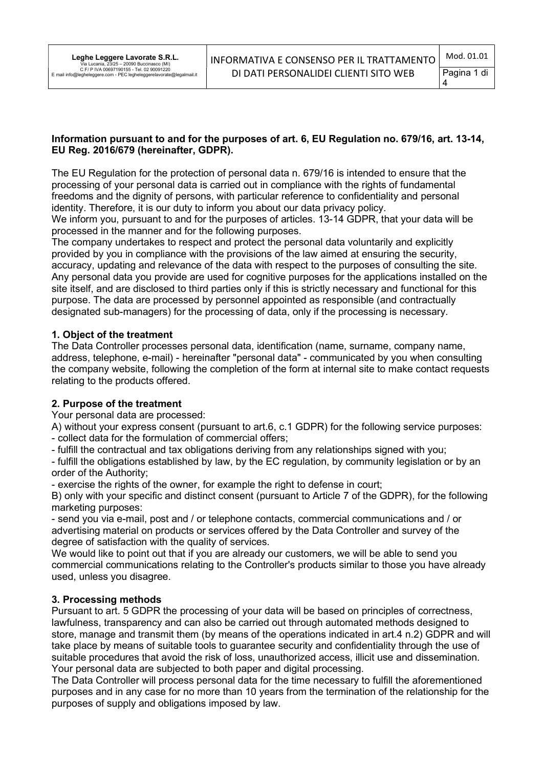**Information pursuant to and for the purposes of art. 6, EU Regulation no. 679/16, art. 13-14, EU Reg. 2016/679 (hereinafter, GDPR).**

The EU Regulation for the protection of personal data n. 679/16 is intended to ensure that the processing of your personal data is carried out in compliance with the rights of fundamental freedoms and the dignity of persons, with particular reference to confidentiality and personal identity. Therefore, it is our duty to inform you about our data privacy policy.
We inform you, pursuant to and for the purposes of articles. 13-14 GDPR, that your data will be processed in the manner and for the following purposes.
The company undertakes to respect and protect the personal data voluntarily and explicitly provided by you in compliance with the provisions of the law aimed at ensuring the security, accuracy, updating and relevance of the data with respect to the purposes of consulting the site. Any personal data you provide are used for cognitive purposes for the applications installed on the site itself, and are disclosed to third parties only if this is strictly necessary and functional for this purpose. The data are processed by personnel appointed as responsible (and contractually designated sub-managers) for the processing of data, only if the processing is necessary.

**1. Object of the treatment**

The Data Controller processes personal data, identification (name, surname, company name, address, telephone, e-mail) - hereinafter "personal data" - communicated by you when consulting the company website, following the completion of the form at internal site to make contact requests relating to the products offered.

**2. Purpose of the treatment**

Your personal data are processed:
A) without your express consent (pursuant to art.6, c.1 GDPR) for the following service purposes:
- collect data for the formulation of commercial offers;
- fulfill the contractual and tax obligations deriving from any relationships signed with you;
- fulfill the obligations established by law, by the EC regulation, by community legislation or by an order of the Authority;
- exercise the rights of the owner, for example the right to defense in court;

B) only with your specific and distinct consent (pursuant to Article 7 of the GDPR), for the following marketing purposes:
- send you via e-mail, post and / or telephone contacts, commercial communications and / or advertising material on products or services offered by the Data Controller and survey of the degree of satisfaction with the quality of services.

We would like to point out that if you are already our customers, we will be able to send you commercial communications relating to the Controller's products similar to those you have already used, unless you disagree.

**3. Processing methods**

Pursuant to art. 5 GDPR the processing of your data will be based on principles of correctness, lawfulness, transparency and can also be carried out through automated methods designed to store, manage and transmit them (by means of the operations indicated in art.4 n.2) GDPR and will take place by means of suitable tools to guarantee security and confidentiality through the use of suitable procedures that avoid the risk of loss, unauthorized access, illicit use and dissemination. Your personal data are subjected to both paper and digital processing.
The Data Controller will process personal data for the time necessary to fulfill the aforementioned purposes and in any case for no more than 10 years from the termination of the relationship for the purposes of supply and obligations imposed by law.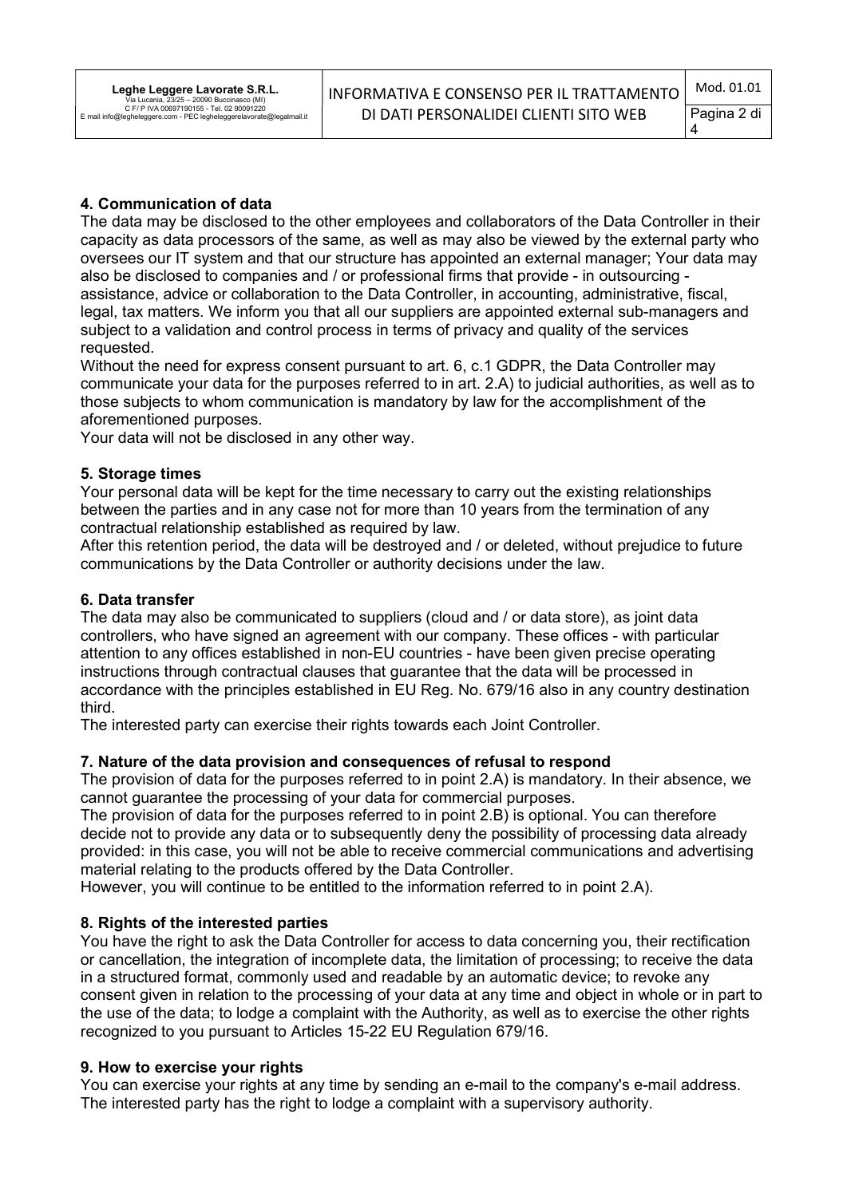## 4. Communication of data

The data may be disclosed to the other employees and collaborators of the Data Controller in their capacity as data processors of the same, as well as may also be viewed by the external party who oversees our IT system and that our structure has appointed an external manager; Your data may also be disclosed to companies and / or professional firms that provide - in outsourcing - assistance, advice or collaboration to the Data Controller, in accounting, administrative, fiscal, legal, tax matters. We inform you that all our suppliers are appointed external sub-managers and subject to a validation and control process in terms of privacy and quality of the services requested.

Without the need for express consent pursuant to art. 6, c.1 GDPR, the Data Controller may communicate your data for the purposes referred to in art. 2.A) to judicial authorities, as well as to those subjects to whom communication is mandatory by law for the accomplishment of the aforementioned purposes.

Your data will not be disclosed in any other way.

## 5. Storage times

Your personal data will be kept for the time necessary to carry out the existing relationships between the parties and in any case not for more than 10 years from the termination of any contractual relationship established as required by law.

After this retention period, the data will be destroyed and / or deleted, without prejudice to future communications by the Data Controller or authority decisions under the law.

## 6. Data transfer

The data may also be communicated to suppliers (cloud and / or data store), as joint data controllers, who have signed an agreement with our company. These offices - with particular attention to any offices established in non-EU countries - have been given precise operating instructions through contractual clauses that guarantee that the data will be processed in accordance with the principles established in EU Reg. No. 679/16 also in any country destination third.

The interested party can exercise their rights towards each Joint Controller.

## 7. Nature of the data provision and consequences of refusal to respond

The provision of data for the purposes referred to in point 2.A) is mandatory. In their absence, we cannot guarantee the processing of your data for commercial purposes.

The provision of data for the purposes referred to in point 2.B) is optional. You can therefore decide not to provide any data or to subsequently deny the possibility of processing data already provided: in this case, you will not be able to receive commercial communications and advertising material relating to the products offered by the Data Controller.

However, you will continue to be entitled to the information referred to in point 2.A).

## 8. Rights of the interested parties

You have the right to ask the Data Controller for access to data concerning you, their rectification or cancellation, the integration of incomplete data, the limitation of processing; to receive the data in a structured format, commonly used and readable by an automatic device; to revoke any consent given in relation to the processing of your data at any time and object in whole or in part to the use of the data; to lodge a complaint with the Authority, as well as to exercise the other rights recognized to you pursuant to Articles 15-22 EU Regulation 679/16.

## 9. How to exercise your rights

You can exercise your rights at any time by sending an e-mail to the company's e-mail address. The interested party has the right to lodge a complaint with a supervisory authority.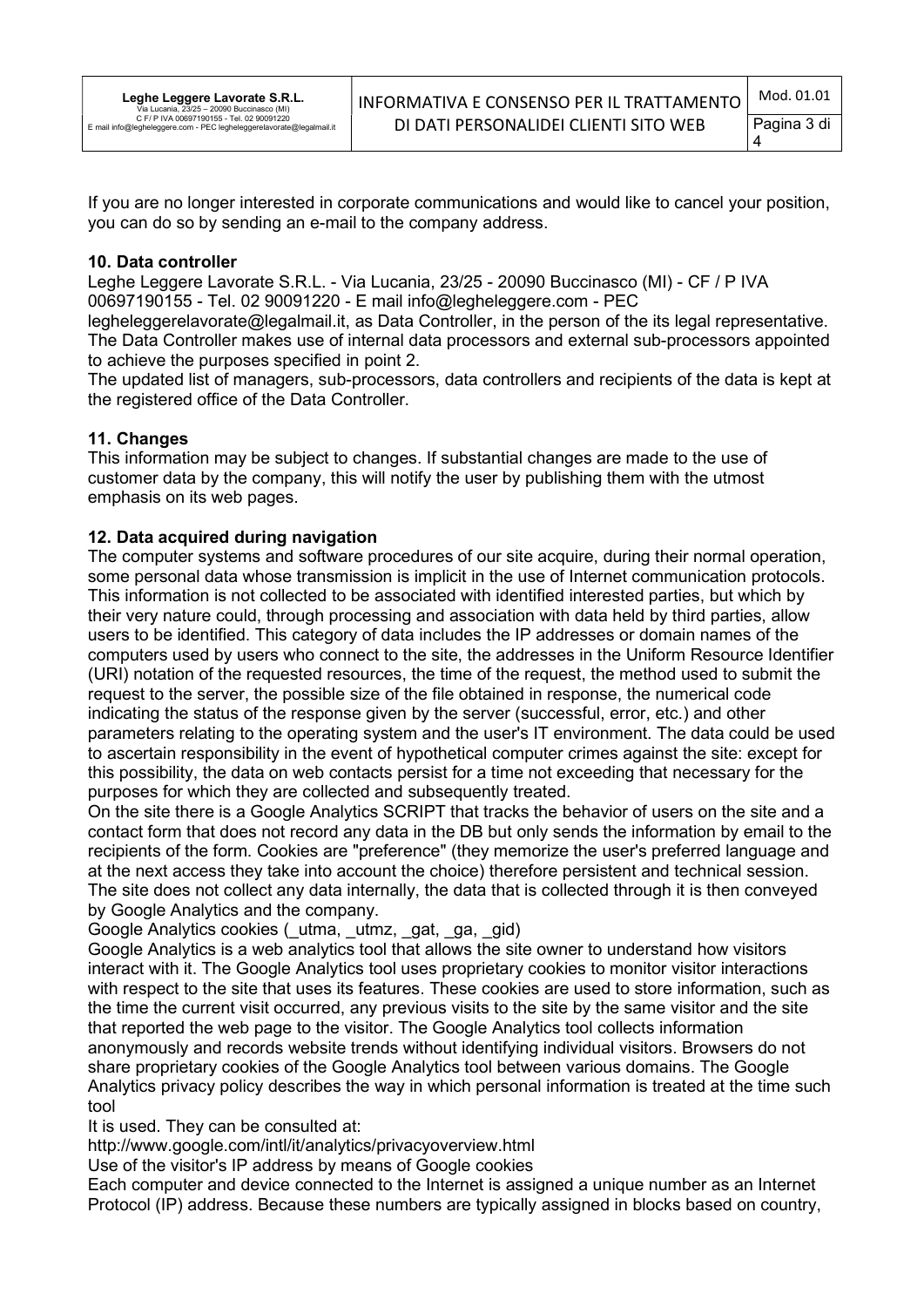If you are no longer interested in corporate communications and would like to cancel your position, you can do so by sending an e-mail to the company address.

## 10. Data controller

Leghe Leggere Lavorate S.R.L. - Via Lucania, 23/25 - 20090 Buccinasco (MI) - CF / P IVA 00697190155 - Tel. 02 90091220 - E mail info@legheleggere.com - PEC legheleggerelavorate@legalmail.it, as Data Controller, in the person of the its legal representative. The Data Controller makes use of internal data processors and external sub-processors appointed to achieve the purposes specified in point 2.
The updated list of managers, sub-processors, data controllers and recipients of the data is kept at the registered office of the Data Controller.

## 11. Changes

This information may be subject to changes. If substantial changes are made to the use of customer data by the company, this will notify the user by publishing them with the utmost emphasis on its web pages.

## 12. Data acquired during navigation

The computer systems and software procedures of our site acquire, during their normal operation, some personal data whose transmission is implicit in the use of Internet communication protocols. This information is not collected to be associated with identified interested parties, but which by their very nature could, through processing and association with data held by third parties, allow users to be identified. This category of data includes the IP addresses or domain names of the computers used by users who connect to the site, the addresses in the Uniform Resource Identifier (URI) notation of the requested resources, the time of the request, the method used to submit the request to the server, the possible size of the file obtained in response, the numerical code indicating the status of the response given by the server (successful, error, etc.) and other parameters relating to the operating system and the user's IT environment. The data could be used to ascertain responsibility in the event of hypothetical computer crimes against the site: except for this possibility, the data on web contacts persist for a time not exceeding that necessary for the purposes for which they are collected and subsequently treated.
On the site there is a Google Analytics SCRIPT that tracks the behavior of users on the site and a contact form that does not record any data in the DB but only sends the information by email to the recipients of the form. Cookies are "preference" (they memorize the user's preferred language and at the next access they take into account the choice) therefore persistent and technical session. The site does not collect any data internally, the data that is collected through it is then conveyed by Google Analytics and the company.
Google Analytics cookies (_utma, _utmz, _gat, _ga, _gid)
Google Analytics is a web analytics tool that allows the site owner to understand how visitors interact with it. The Google Analytics tool uses proprietary cookies to monitor visitor interactions with respect to the site that uses its features. These cookies are used to store information, such as the time the current visit occurred, any previous visits to the site by the same visitor and the site that reported the web page to the visitor. The Google Analytics tool collects information anonymously and records website trends without identifying individual visitors. Browsers do not share proprietary cookies of the Google Analytics tool between various domains. The Google Analytics privacy policy describes the way in which personal information is treated at the time such tool
It is used. They can be consulted at:
http://www.google.com/intl/it/analytics/privacyoverview.html
Use of the visitor's IP address by means of Google cookies
Each computer and device connected to the Internet is assigned a unique number as an Internet Protocol (IP) address. Because these numbers are typically assigned in blocks based on country,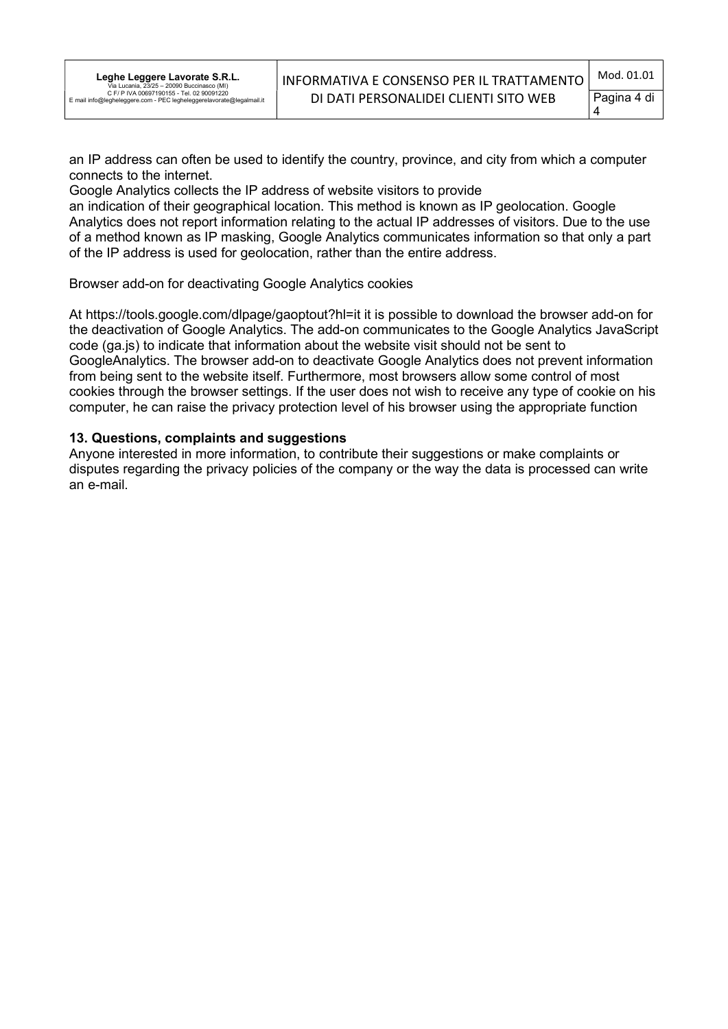an IP address can often be used to identify the country, province, and city from which a computer connects to the internet.

Google Analytics collects the IP address of website visitors to provide an indication of their geographical location. This method is known as IP geolocation. Google Analytics does not report information relating to the actual IP addresses of visitors. Due to the use of a method known as IP masking, Google Analytics communicates information so that only a part of the IP address is used for geolocation, rather than the entire address.

Browser add-on for deactivating Google Analytics cookies

At https://tools.google.com/dlpage/gaoptout?hl=it it is possible to download the browser add-on for the deactivation of Google Analytics. The add-on communicates to the Google Analytics JavaScript code (ga.js) to indicate that information about the website visit should not be sent to GoogleAnalytics. The browser add-on to deactivate Google Analytics does not prevent information from being sent to the website itself. Furthermore, most browsers allow some control of most cookies through the browser settings. If the user does not wish to receive any type of cookie on his computer, he can raise the privacy protection level of his browser using the appropriate function

**13. Questions, complaints and suggestions**

Anyone interested in more information, to contribute their suggestions or make complaints or disputes regarding the privacy policies of the company or the way the data is processed can write an e-mail.